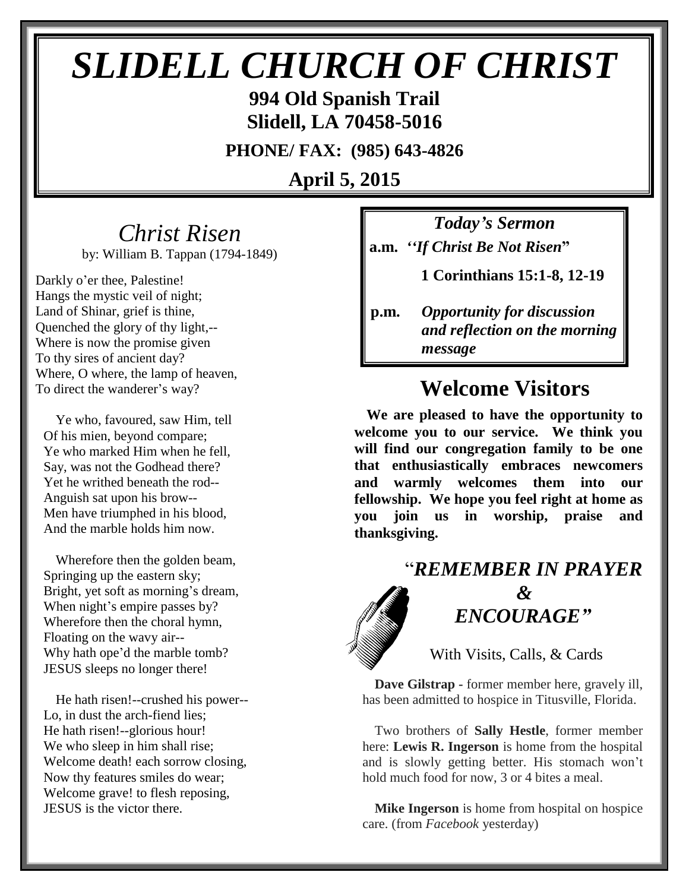# *SLIDELL CHURCH OF CHRIST*

**994 Old Spanish Trail**
**Slidell, LA 70458-5016**

**PHONE/ FAX: (985) 643-4826**

**April 5, 2015**

## *Christ Risen*

by: William B. Tappan (1794-1849)

Darkly o'er thee, Palestine!
Hangs the mystic veil of night;
Land of Shinar, grief is thine,
Quenched the glory of thy light,--
Where is now the promise given
To thy sires of ancient day?
Where, O where, the lamp of heaven,
To direct the wanderer's way?

Ye who, favoured, saw Him, tell
Of his mien, beyond compare;
Ye who marked Him when he fell,
Say, was not the Godhead there?
Yet he writhed beneath the rod--
Anguish sat upon his brow--
Men have triumphed in his blood,
And the marble holds him now.

Wherefore then the golden beam,
Springing up the eastern sky;
Bright, yet soft as morning's dream,
When night's empire passes by?
Wherefore then the choral hymn,
Floating on the wavy air--
Why hath ope'd the marble tomb?
JESUS sleeps no longer there!

He hath risen!--crushed his power--
Lo, in dust the arch-fiend lies;
He hath risen!--glorious hour!
We who sleep in him shall rise;
Welcome death! each sorrow closing,
Now thy features smiles do wear;
Welcome grave! to flesh reposing,
JESUS is the victor there.

### *Today's Sermon*

**a.m.** ***''If Christ Be Not Risen*"**

**1 Corinthians 15:1-8, 12-19**

**p.m.** ***Opportunity for discussion and reflection on the morning message***

## Welcome Visitors

**We are pleased to have the opportunity to welcome you to our service. We think you will find our congregation family to be one that enthusiastically embraces newcomers and warmly welcomes them into our fellowship. We hope you feel right at home as you join us in worship, praise and thanksgiving.**

## "*REMEMBER IN PRAYER & ENCOURAGE"*

With Visits, Calls, & Cards

**Dave Gilstrap** - former member here, gravely ill, has been admitted to hospice in Titusville, Florida.

Two brothers of **Sally Hestle**, former member here: **Lewis R. Ingerson** is home from the hospital and is slowly getting better. His stomach won't hold much food for now, 3 or 4 bites a meal.

**Mike Ingerson** is home from hospital on hospice care. (from *Facebook* yesterday)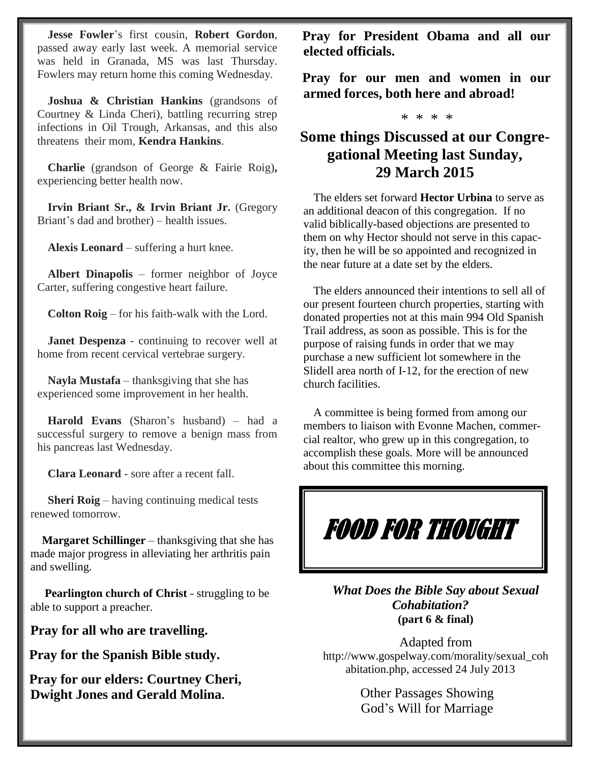**Jesse Fowler**'s first cousin, **Robert Gordon**, passed away early last week. A memorial service was held in Granada, MS was last Thursday. Fowlers may return home this coming Wednesday.

**Joshua & Christian Hankins** (grandsons of Courtney & Linda Cheri), battling recurring strep infections in Oil Trough, Arkansas, and this also threatens their mom, **Kendra Hankins**.

**Charlie** (grandson of George & Fairie Roig), experiencing better health now.

**Irvin Briant Sr., & Irvin Briant Jr.** (Gregory Briant's dad and brother) – health issues.

**Alexis Leonard** – suffering a hurt knee.

**Albert Dinapolis** – former neighbor of Joyce Carter, suffering congestive heart failure.

**Colton Roig** – for his faith-walk with the Lord.

**Janet Despenza** - continuing to recover well at home from recent cervical vertebrae surgery.

**Nayla Mustafa** – thanksgiving that she has experienced some improvement in her health.

**Harold Evans** (Sharon's husband) – had a successful surgery to remove a benign mass from his pancreas last Wednesday.

**Clara Leonard** - sore after a recent fall.

**Sheri Roig** – having continuing medical tests renewed tomorrow.

**Margaret Schillinger** – thanksgiving that she has made major progress in alleviating her arthritis pain and swelling.

**Pearlington church of Christ** - struggling to be able to support a preacher.

**Pray for all who are travelling.**

**Pray for the Spanish Bible study.**

**Pray for our elders: Courtney Cheri, Dwight Jones and Gerald Molina.**

**Pray for President Obama and all our elected officials.**

**Pray for our men and women in our armed forces, both here and abroad!**

\* \* \* \*

## Some things Discussed at our Congregational Meeting last Sunday, 29 March 2015

The elders set forward **Hector Urbina** to serve as an additional deacon of this congregation. If no valid biblically-based objections are presented to them on why Hector should not serve in this capacity, then he will be so appointed and recognized in the near future at a date set by the elders.

The elders announced their intentions to sell all of our present fourteen church properties, starting with donated properties not at this main 994 Old Spanish Trail address, as soon as possible. This is for the purpose of raising funds in order that we may purchase a new sufficient lot somewhere in the Slidell area north of I-12, for the erection of new church facilities.

A committee is being formed from among our members to liaison with Evonne Machen, commercial realtor, who grew up in this congregation, to accomplish these goals. More will be announced about this committee this morning.

## FOOD FOR THOUGHT

***What Does the Bible Say about Sexual Cohabitation?***
**(part 6 & final)**

Adapted from http://www.gospelway.com/morality/sexual_cohabitation.php, accessed 24 July 2013

Other Passages Showing God's Will for Marriage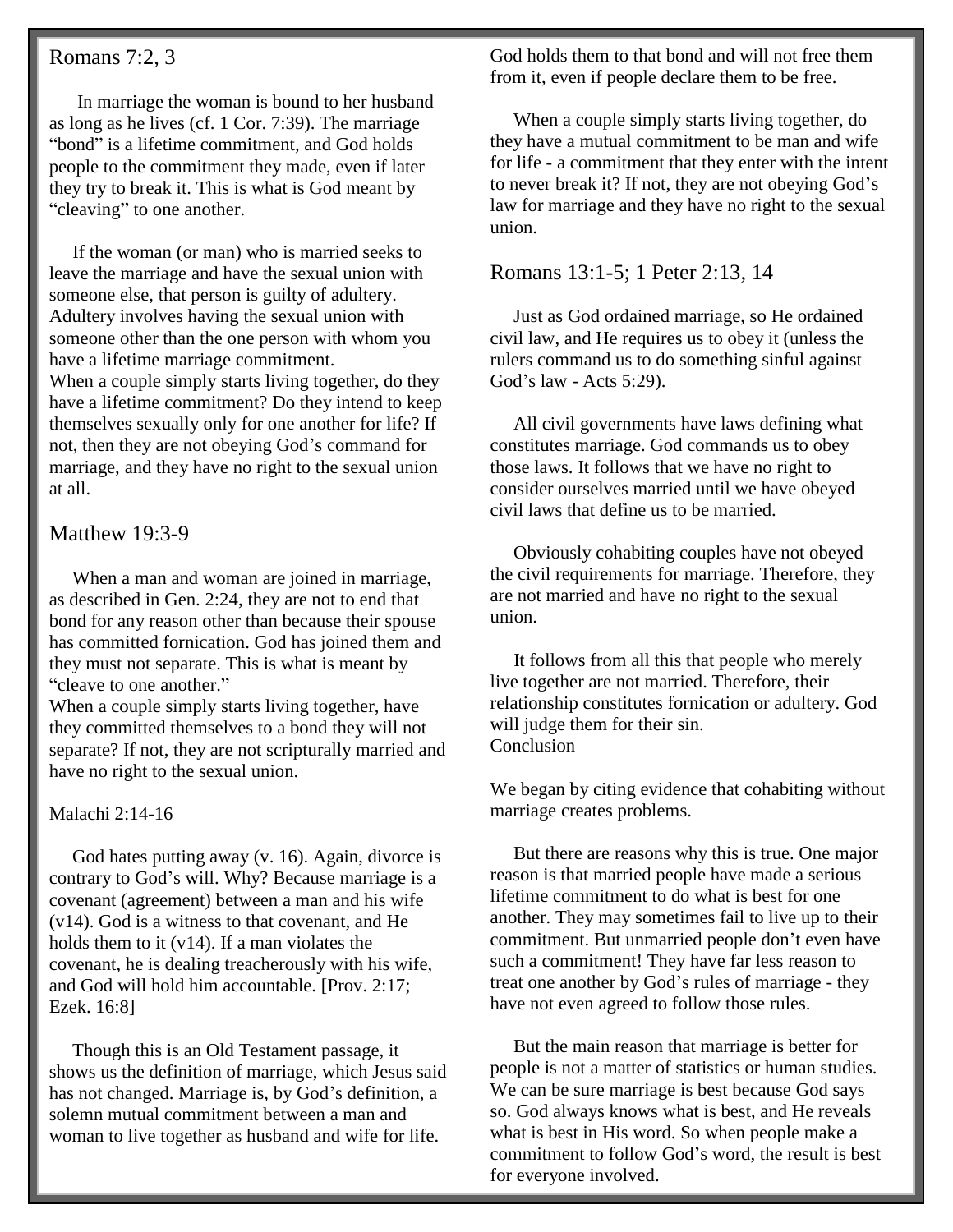## Romans 7:2, 3

In marriage the woman is bound to her husband as long as he lives (cf. 1 Cor. 7:39). The marriage "bond" is a lifetime commitment, and God holds people to the commitment they made, even if later they try to break it. This is what is God meant by "cleaving" to one another.

If the woman (or man) who is married seeks to leave the marriage and have the sexual union with someone else, that person is guilty of adultery. Adultery involves having the sexual union with someone other than the one person with whom you have a lifetime marriage commitment.

When a couple simply starts living together, do they have a lifetime commitment? Do they intend to keep themselves sexually only for one another for life? If not, then they are not obeying God's command for marriage, and they have no right to the sexual union at all.

## Matthew 19:3-9

When a man and woman are joined in marriage, as described in Gen. 2:24, they are not to end that bond for any reason other than because their spouse has committed fornication. God has joined them and they must not separate. This is what is meant by "cleave to one another."

When a couple simply starts living together, have they committed themselves to a bond they will not separate? If not, they are not scripturally married and have no right to the sexual union.

### Malachi 2:14-16

God hates putting away (v. 16). Again, divorce is contrary to God's will. Why? Because marriage is a covenant (agreement) between a man and his wife (v14). God is a witness to that covenant, and He holds them to it (v14). If a man violates the covenant, he is dealing treacherously with his wife, and God will hold him accountable. [Prov. 2:17; Ezek. 16:8]

Though this is an Old Testament passage, it shows us the definition of marriage, which Jesus said has not changed. Marriage is, by God's definition, a solemn mutual commitment between a man and woman to live together as husband and wife for life. God holds them to that bond and will not free them from it, even if people declare them to be free.

When a couple simply starts living together, do they have a mutual commitment to be man and wife for life - a commitment that they enter with the intent to never break it? If not, they are not obeying God's law for marriage and they have no right to the sexual union.

## Romans 13:1-5; 1 Peter 2:13, 14

Just as God ordained marriage, so He ordained civil law, and He requires us to obey it (unless the rulers command us to do something sinful against God's law - Acts 5:29).

All civil governments have laws defining what constitutes marriage. God commands us to obey those laws. It follows that we have no right to consider ourselves married until we have obeyed civil laws that define us to be married.

Obviously cohabiting couples have not obeyed the civil requirements for marriage. Therefore, they are not married and have no right to the sexual union.

It follows from all this that people who merely live together are not married. Therefore, their relationship constitutes fornication or adultery. God will judge them for their sin.

Conclusion

We began by citing evidence that cohabiting without marriage creates problems.

But there are reasons why this is true. One major reason is that married people have made a serious lifetime commitment to do what is best for one another. They may sometimes fail to live up to their commitment. But unmarried people don't even have such a commitment! They have far less reason to treat one another by God's rules of marriage - they have not even agreed to follow those rules.

But the main reason that marriage is better for people is not a matter of statistics or human studies. We can be sure marriage is best because God says so. God always knows what is best, and He reveals what is best in His word. So when people make a commitment to follow God's word, the result is best for everyone involved.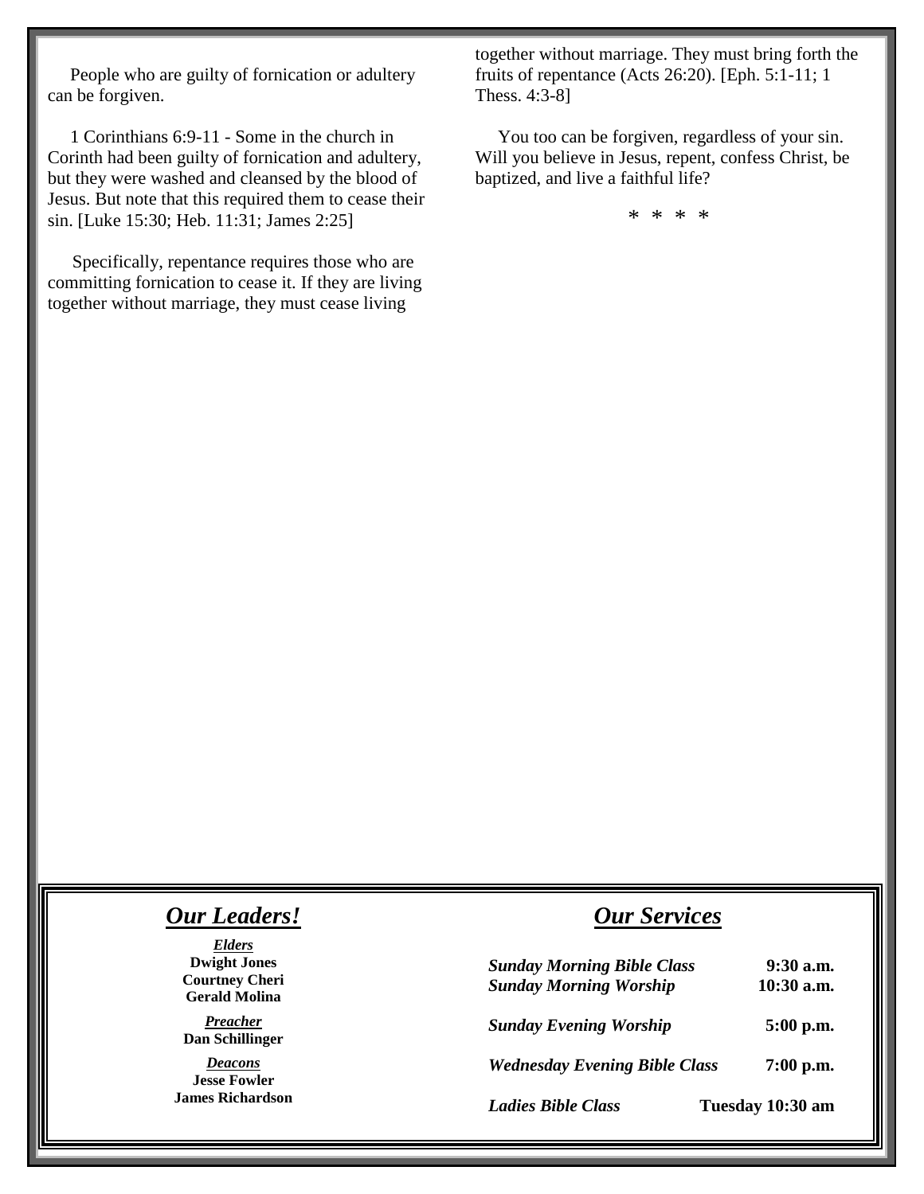People who are guilty of fornication or adultery can be forgiven.

1 Corinthians 6:9-11 - Some in the church in Corinth had been guilty of fornication and adultery, but they were washed and cleansed by the blood of Jesus. But note that this required them to cease their sin. [Luke 15:30; Heb. 11:31; James 2:25]

Specifically, repentance requires those who are committing fornication to cease it. If they are living together without marriage, they must cease living together without marriage. They must bring forth the fruits of repentance (Acts 26:20). [Eph. 5:1-11; 1 Thess. 4:3-8]

You too can be forgiven, regardless of your sin. Will you believe in Jesus, repent, confess Christ, be baptized, and live a faithful life?

\* \* \* \*

## ***Our Leaders!***

***Elders***
**Dwight Jones**
**Courtney Cheri**
**Gerald Molina**

***Preacher***
**Dan Schillinger**

***Deacons***
**Jesse Fowler**
**James Richardson**

## ***Our Services***

| | |
|---|---|
| ***Sunday Morning Bible Class*** | **9:30 a.m.** |
| ***Sunday Morning Worship*** | **10:30 a.m.** |
| ***Sunday Evening Worship*** | **5:00 p.m.** |
| ***Wednesday Evening Bible Class*** | **7:00 p.m.** |
| ***Ladies Bible Class*** | **Tuesday 10:30 am** |